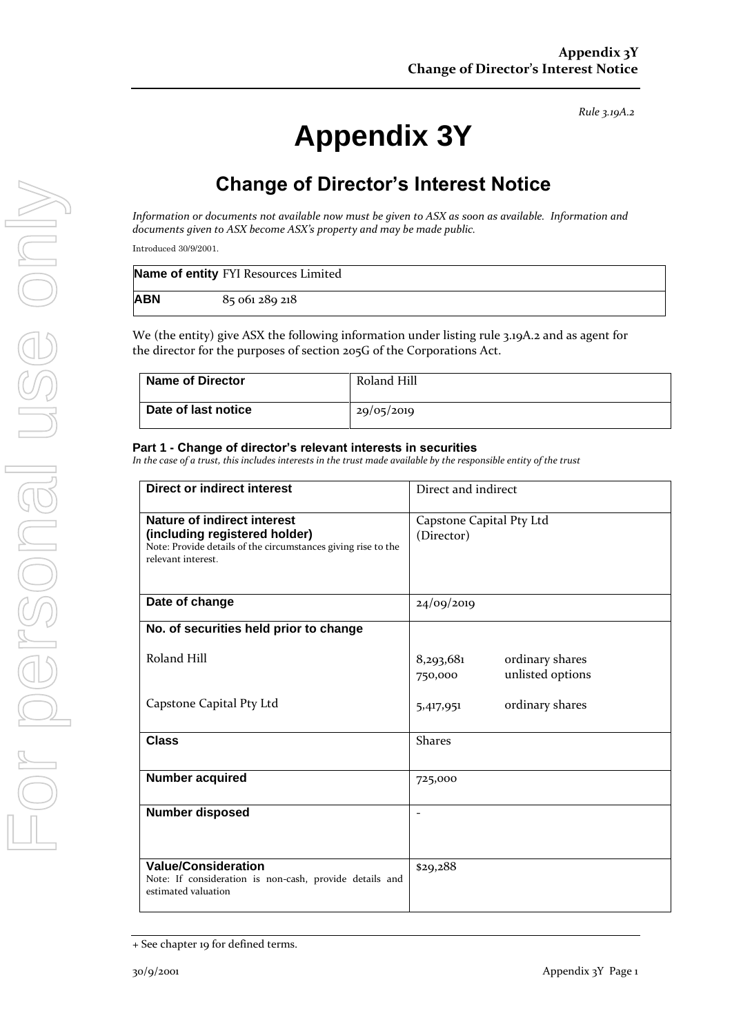*Rule 3.19A.2*

# Appendix 3Y

## Change of Director's Interest Notice

*Information or documents not available now must be given to ASX as soon as available. Information and documents given to ASX become ASX's property and may be made public.*

Introduced 30/9/2001.

| **Name of entity** | FYI Resources Limited |
|---|---|
| **ABN** | 85 061 289 218 |

We (the entity) give ASX the following information under listing rule 3.19A.2 and as agent for the director for the purposes of section 205G of the Corporations Act.

| **Name of Director** | Roland Hill |
|---|---|
| **Date of last notice** | 29/05/2019 |

#### Part 1 - Change of director's relevant interests in securities

*In the case of a trust, this includes interests in the trust made available by the responsible entity of the trust*

| | |
|---|---|
| **Direct or indirect interest** | Direct and indirect |
| **Nature of indirect interest (including registered holder)**<br>Note: Provide details of the circumstances giving rise to the relevant interest. | Capstone Capital Pty Ltd (Director) |
| **Date of change** | 24/09/2019 |
| **No. of securities held prior to change**<br><br>Roland Hill<br><br>Capstone Capital Pty Ltd | <br><br>8,293,681 ordinary shares<br>750,000 unlisted options<br><br>5,417,951 ordinary shares |
| **Class** | Shares |
| **Number acquired** | 725,000 |
| **Number disposed** | - |
| **Value/Consideration**<br>Note: If consideration is non-cash, provide details and estimated valuation | $29,288 |

+ See chapter 19 for defined terms.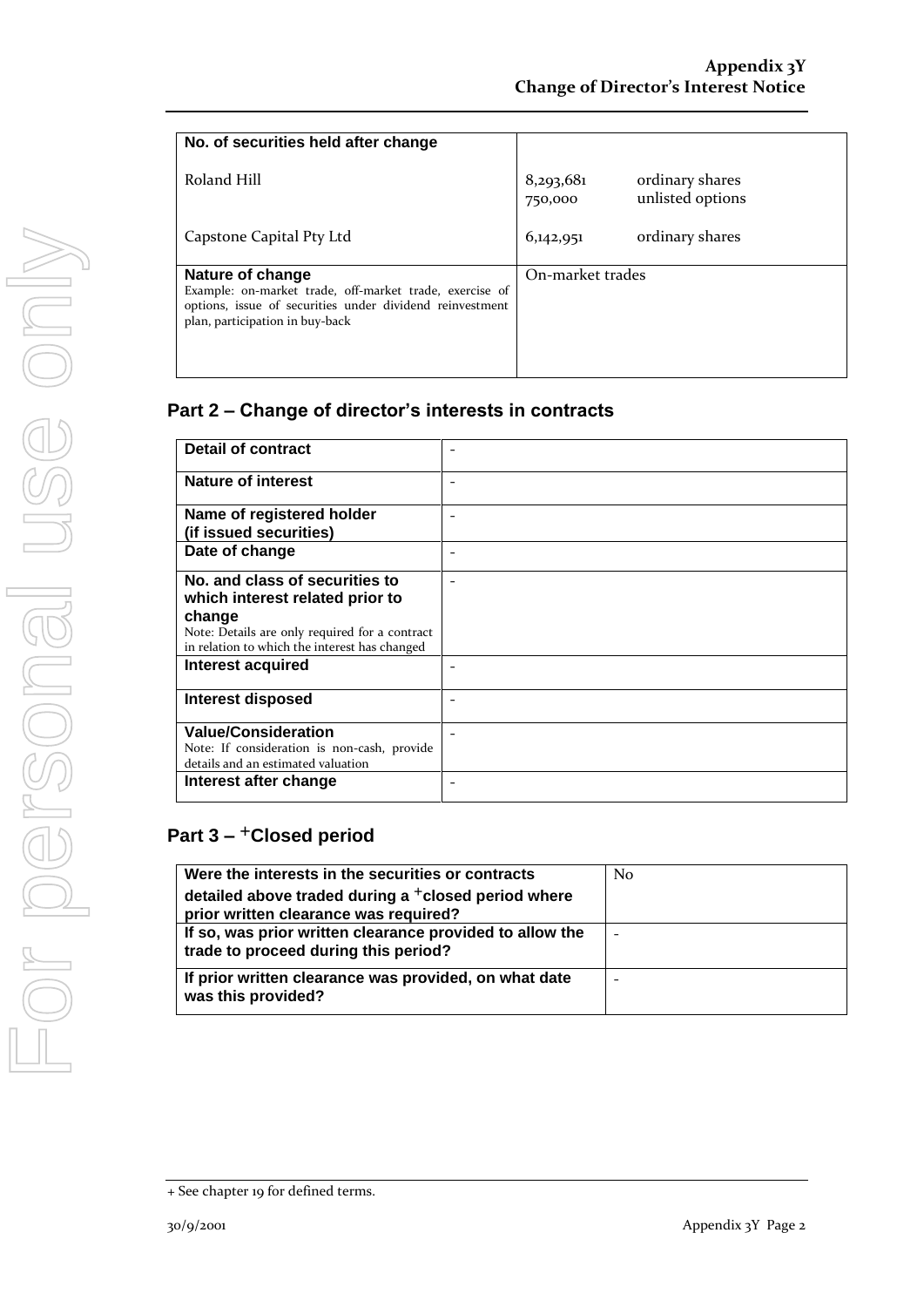| | |
|---|---|
| **No. of securities held after change** | |
| Roland Hill | 8,293,681 ordinary shares<br>750,000 unlisted options |
| Capstone Capital Pty Ltd | 6,142,951 ordinary shares |
| **Nature of change**<br>Example: on-market trade, off-market trade, exercise of options, issue of securities under dividend reinvestment plan, participation in buy-back | On-market trades |

## Part 2 – Change of director's interests in contracts

| | |
|---|---|
| **Detail of contract** | - |
| **Nature of interest** | - |
| **Name of registered holder (if issued securities)** | - |
| **Date of change** | - |
| **No. and class of securities to which interest related prior to change**<br>Note: Details are only required for a contract in relation to which the interest has changed | - |
| **Interest acquired** | - |
| **Interest disposed** | - |
| **Value/Consideration**<br>Note: If consideration is non-cash, provide details and an estimated valuation | - |
| **Interest after change** | - |

## Part 3 – +Closed period

| | |
|---|---|
| **Were the interests in the securities or contracts detailed above traded during a +closed period where prior written clearance was required?** | No |
| **If so, was prior written clearance provided to allow the trade to proceed during this period?** | - |
| **If prior written clearance was provided, on what date was this provided?** | - |

+ See chapter 19 for defined terms.